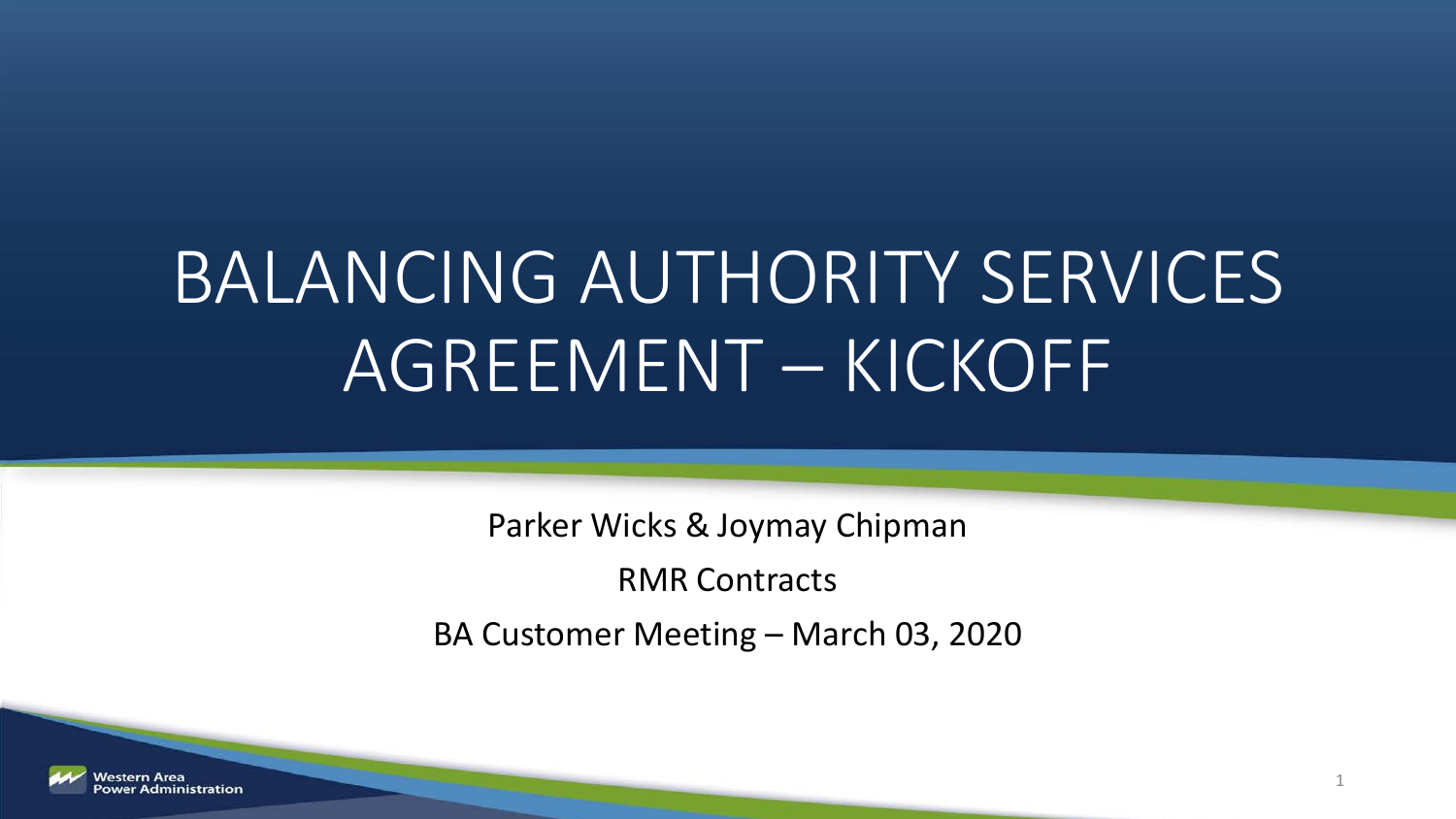# BALANCING AUTHORITY SERVICES AGREEMENT – KICKOFF

Parker Wicks & Joymay Chipman

RMR Contracts

BA Customer Meeting – March 03, 2020

Western Area Power Administration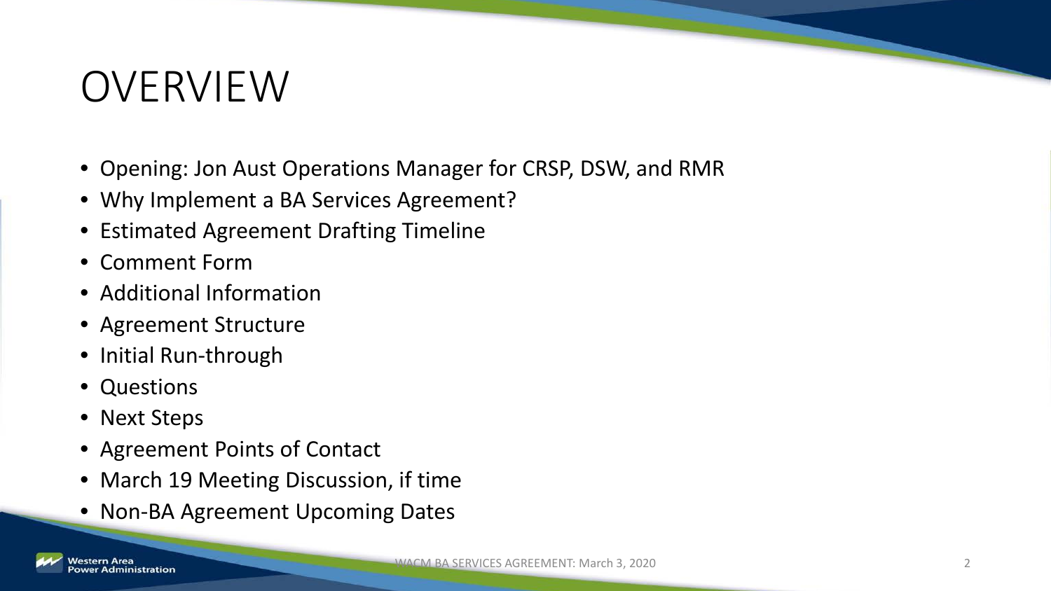# OVERVIEW

- Opening: Jon Aust Operations Manager for CRSP, DSW, and RMR
- Why Implement a BA Services Agreement?
- Estimated Agreement Drafting Timeline
- Comment Form
- Additional Information
- Agreement Structure
- Initial Run-through
- Questions
- Next Steps
- Agreement Points of Contact
- March 19 Meeting Discussion, if time
- Non-BA Agreement Upcoming Dates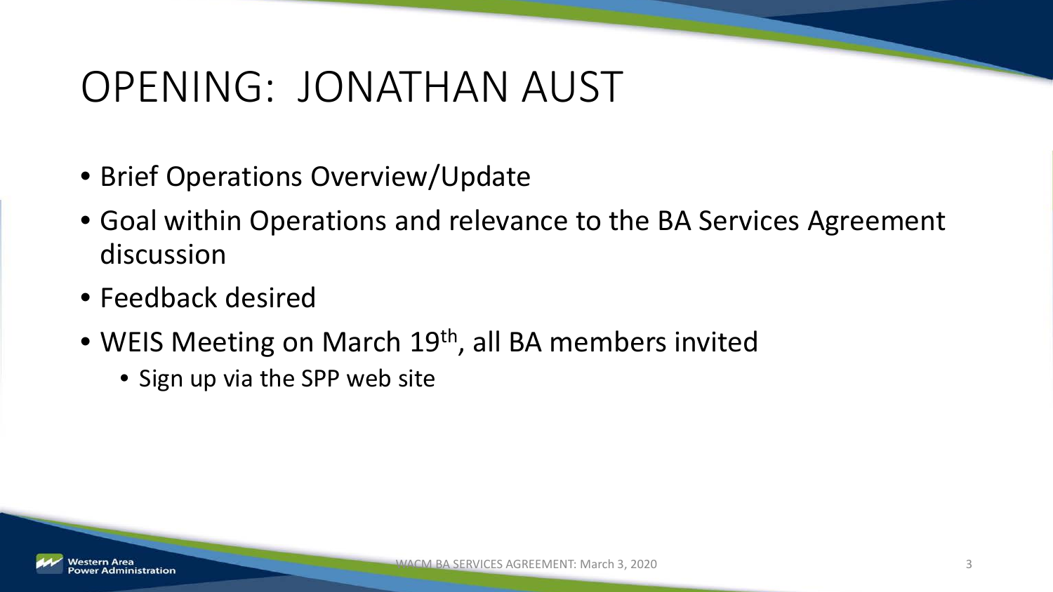# OPENING: JONATHAN AUST

- Brief Operations Overview/Update
- Goal within Operations and relevance to the BA Services Agreement discussion
- Feedback desired
- WEIS Meeting on March 19th, all BA members invited
  - Sign up via the SPP web site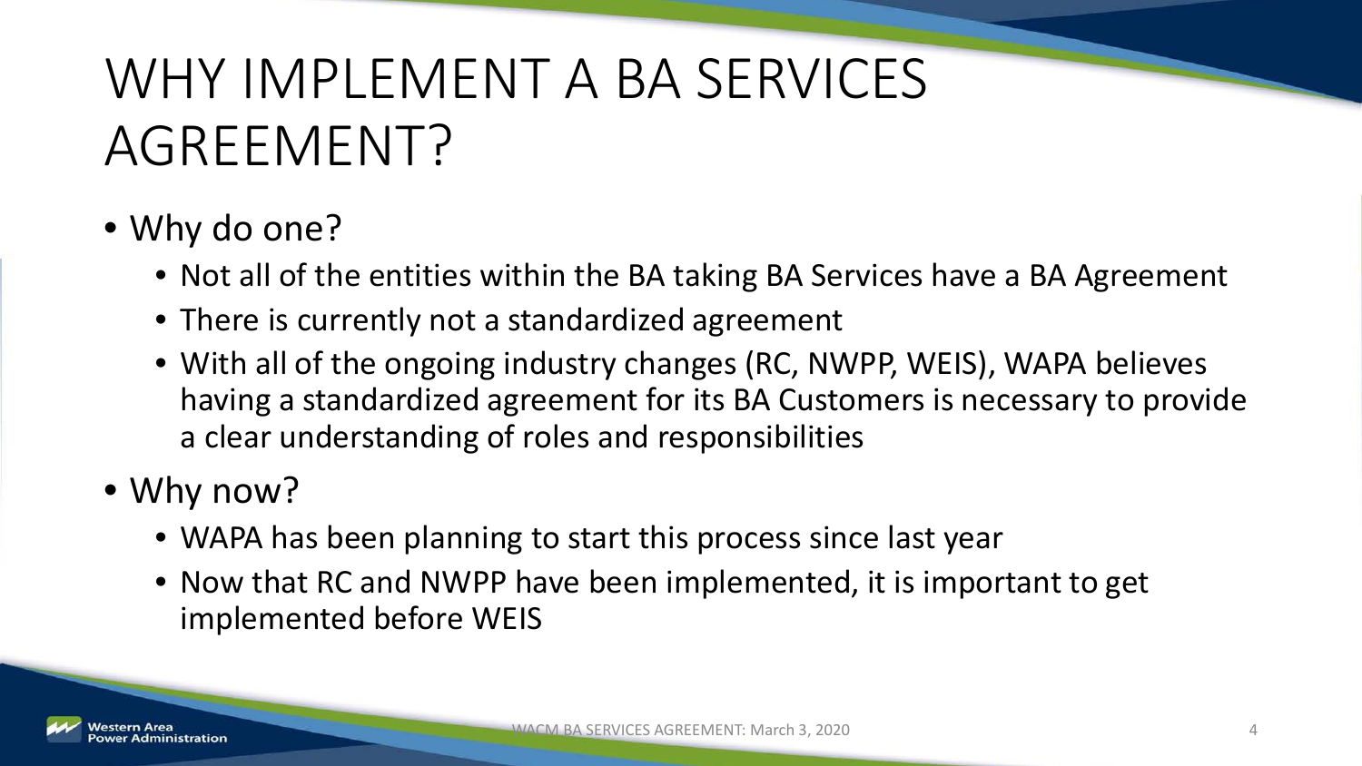# WHY IMPLEMENT A BA SERVICES AGREEMENT?

- Why do one?
  - Not all of the entities within the BA taking BA Services have a BA Agreement
  - There is currently not a standardized agreement
  - With all of the ongoing industry changes (RC, NWPP, WEIS), WAPA believes having a standardized agreement for its BA Customers is necessary to provide a clear understanding of roles and responsibilities
- Why now?
  - WAPA has been planning to start this process since last year
  - Now that RC and NWPP have been implemented, it is important to get implemented before WEIS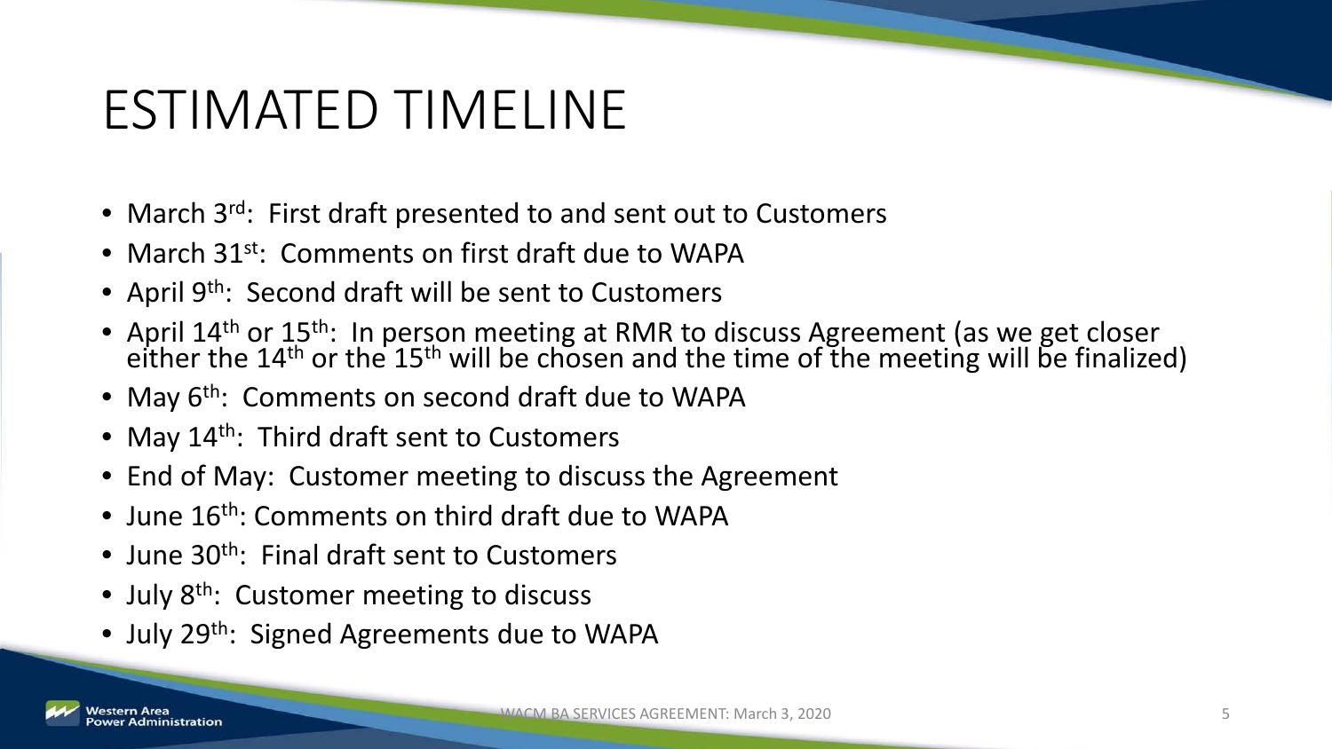# ESTIMATED TIMELINE

- March 3rd: First draft presented to and sent out to Customers
- March 31st: Comments on first draft due to WAPA
- April 9th: Second draft will be sent to Customers
- April 14th or 15th: In person meeting at RMR to discuss Agreement (as we get closer either the 14th or the 15th will be chosen and the time of the meeting will be finalized)
- May 6th: Comments on second draft due to WAPA
- May 14th: Third draft sent to Customers
- End of May: Customer meeting to discuss the Agreement
- June 16th: Comments on third draft due to WAPA
- June 30th: Final draft sent to Customers
- July 8th: Customer meeting to discuss
- July 29th: Signed Agreements due to WAPA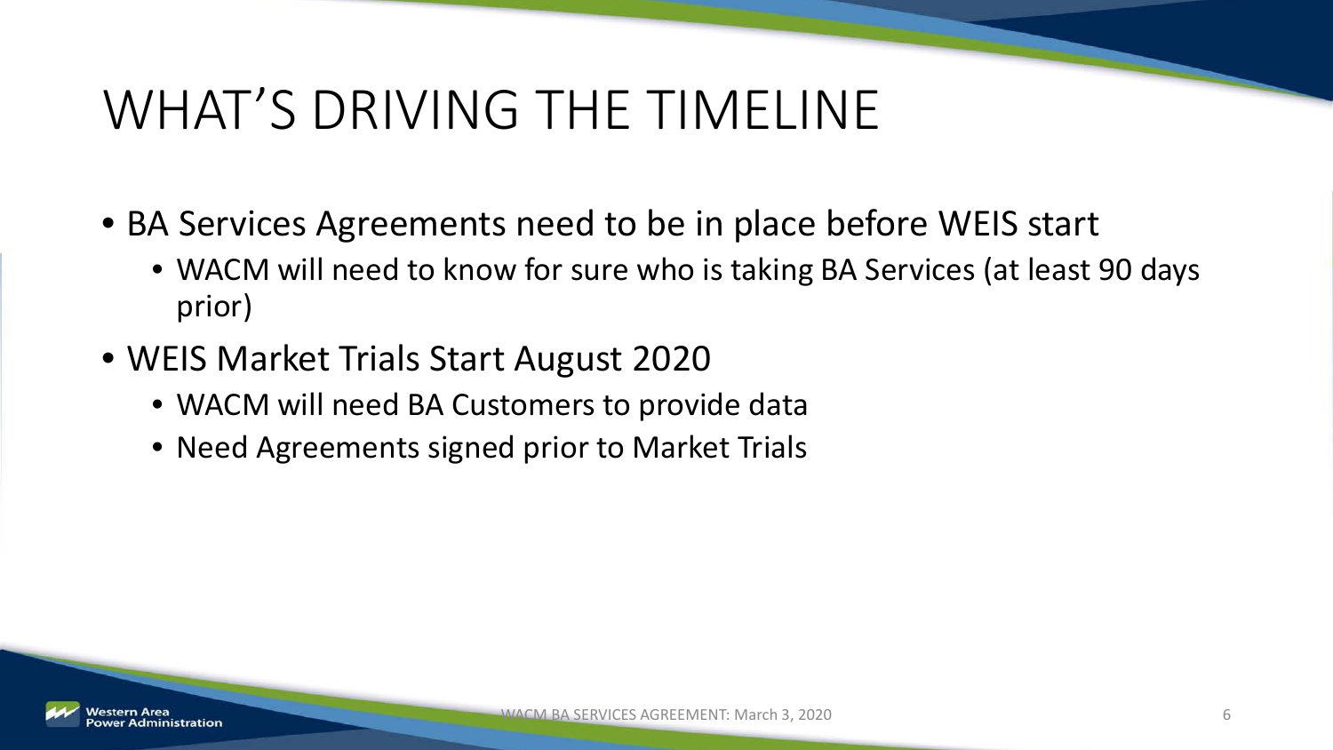# WHAT’S DRIVING THE TIMELINE

- BA Services Agreements need to be in place before WEIS start
  - WACM will need to know for sure who is taking BA Services (at least 90 days prior)
- WEIS Market Trials Start August 2020
  - WACM will need BA Customers to provide data
  - Need Agreements signed prior to Market Trials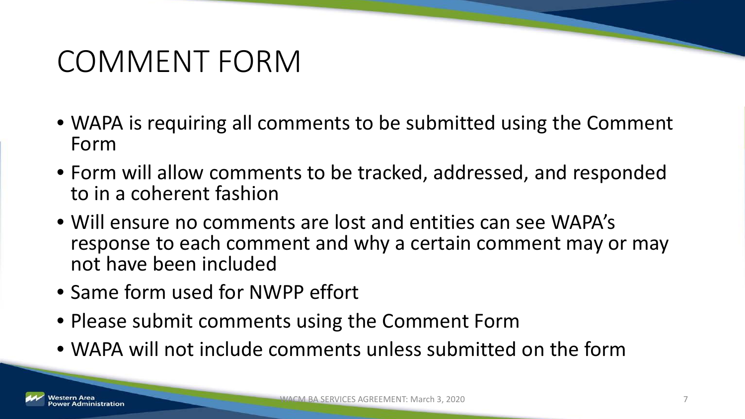# COMMENT FORM

- WAPA is requiring all comments to be submitted using the Comment Form
- Form will allow comments to be tracked, addressed, and responded to in a coherent fashion
- Will ensure no comments are lost and entities can see WAPA's response to each comment and why a certain comment may or may not have been included
- Same form used for NWPP effort
- Please submit comments using the Comment Form
- WAPA will not include comments unless submitted on the form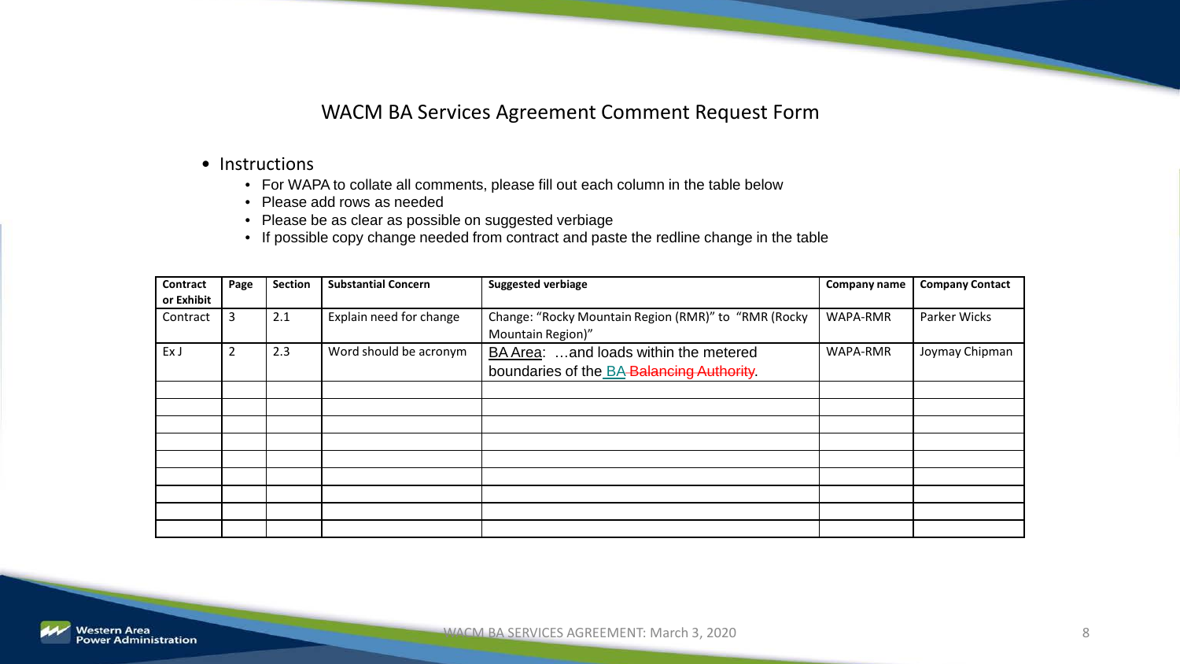# WACM BA Services Agreement Comment Request Form

- Instructions
  - For WAPA to collate all comments, please fill out each column in the table below
  - Please add rows as needed
  - Please be as clear as possible on suggested verbiage
  - If possible copy change needed from contract and paste the redline change in the table

| Contract or Exhibit | Page | Section | Substantial Concern | Suggested verbiage | Company name | Company Contact |
|---|---|---|---|---|---|---|
| Contract | 3 | 2.1 | Explain need for change | Change: "Rocky Mountain Region (RMR)" to "RMR (Rocky Mountain Region)" | WAPA-RMR | Parker Wicks |
| Ex J | 2 | 2.3 | Word should be acronym | BA Area: …and loads within the metered boundaries of the BA ~~Balancing Authority~~. | WAPA-RMR | Joymay Chipman |
| | | | | | | |
| | | | | | | |
| | | | | | | |
| | | | | | | |
| | | | | | | |
| | | | | | | |
| | | | | | | |
| | | | | | | |
| | | | | | | |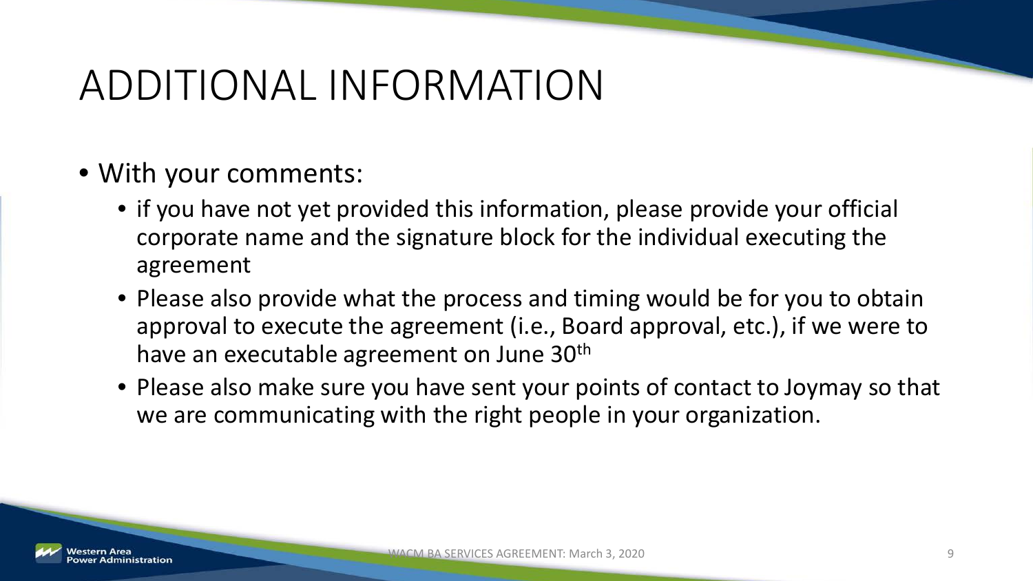# ADDITIONAL INFORMATION

- With your comments:
  - if you have not yet provided this information, please provide your official corporate name and the signature block for the individual executing the agreement
  - Please also provide what the process and timing would be for you to obtain approval to execute the agreement (i.e., Board approval, etc.), if we were to have an executable agreement on June 30th
  - Please also make sure you have sent your points of contact to Joymay so that we are communicating with the right people in your organization.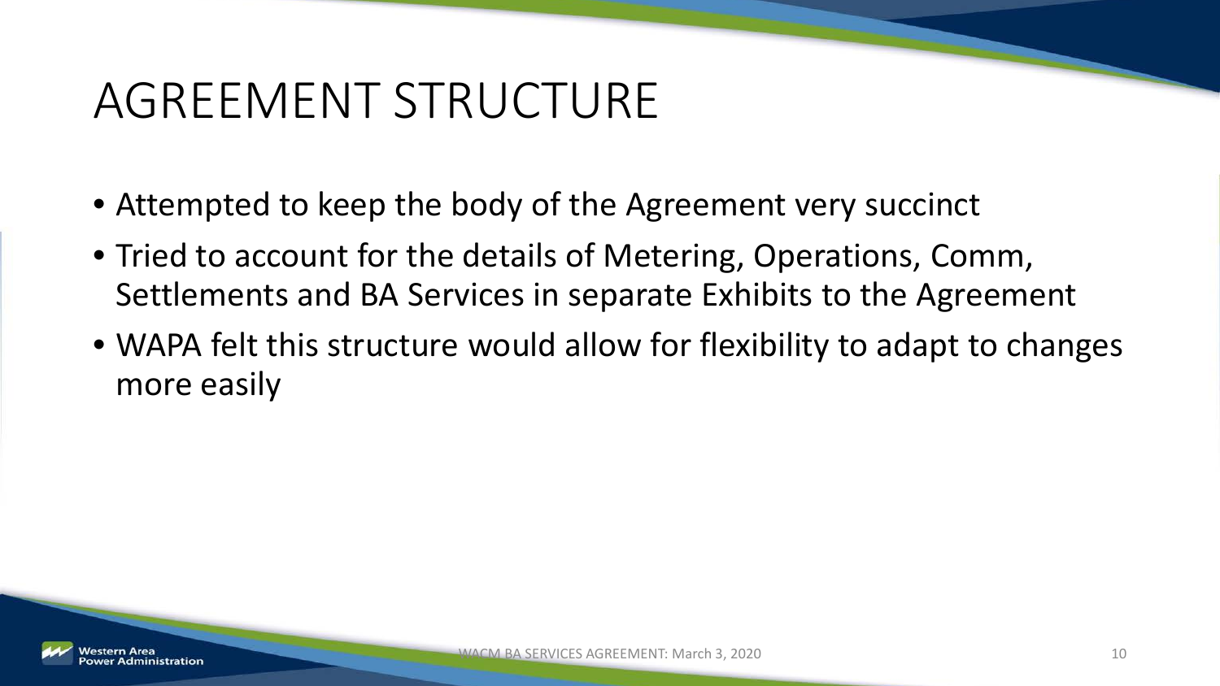# AGREEMENT STRUCTURE

- Attempted to keep the body of the Agreement very succinct
- Tried to account for the details of Metering, Operations, Comm, Settlements and BA Services in separate Exhibits to the Agreement
- WAPA felt this structure would allow for flexibility to adapt to changes more easily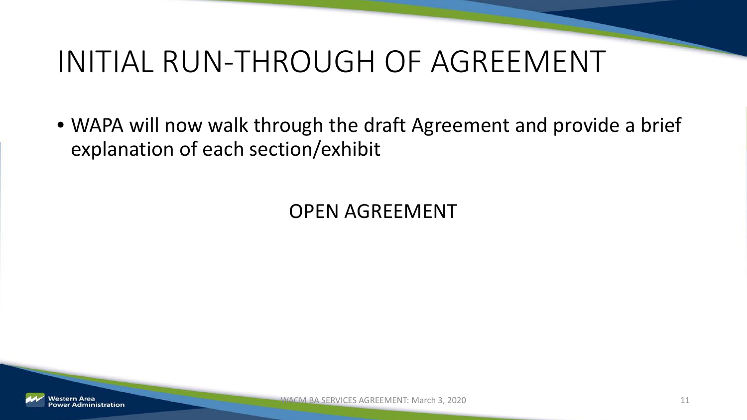# INITIAL RUN-THROUGH OF AGREEMENT

- WAPA will now walk through the draft Agreement and provide a brief explanation of each section/exhibit

OPEN AGREEMENT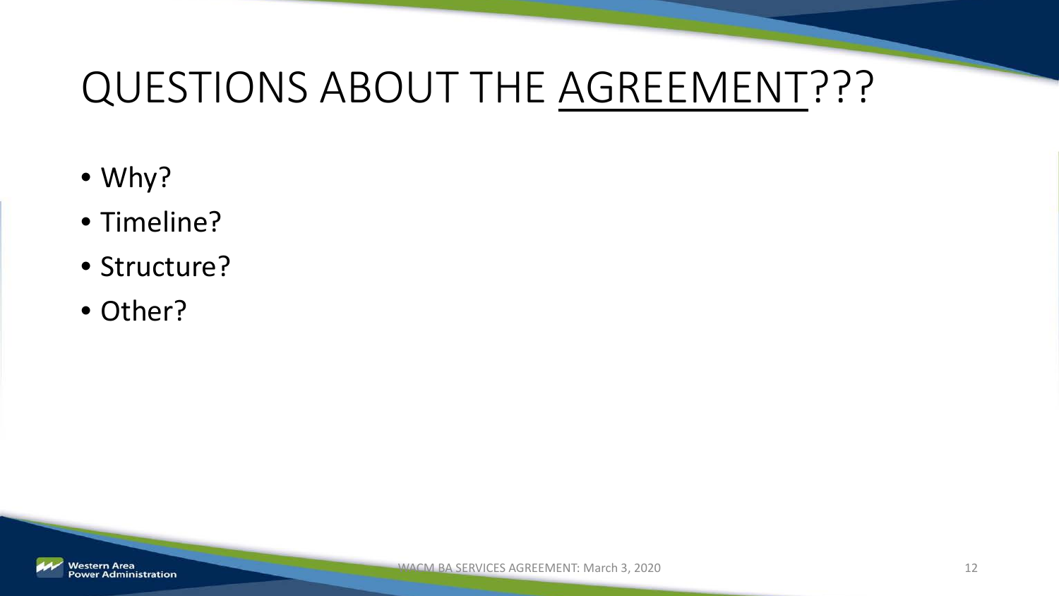# QUESTIONS ABOUT THE AGREEMENT???

- Why?
- Timeline?
- Structure?
- Other?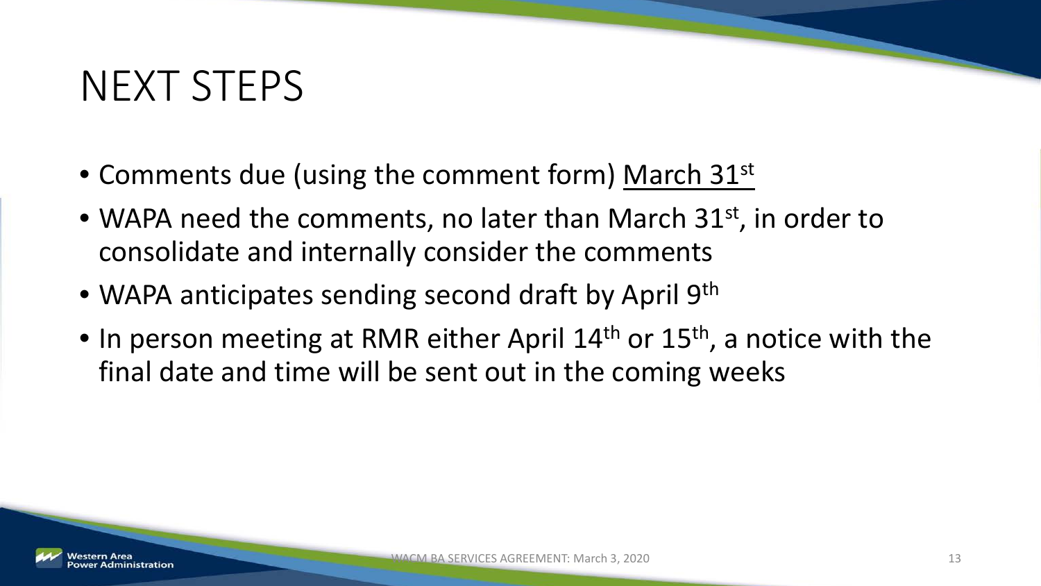# NEXT STEPS

- Comments due (using the comment form) March 31st
- WAPA need the comments, no later than March 31st, in order to consolidate and internally consider the comments
- WAPA anticipates sending second draft by April 9th
- In person meeting at RMR either April 14th or 15th, a notice with the final date and time will be sent out in the coming weeks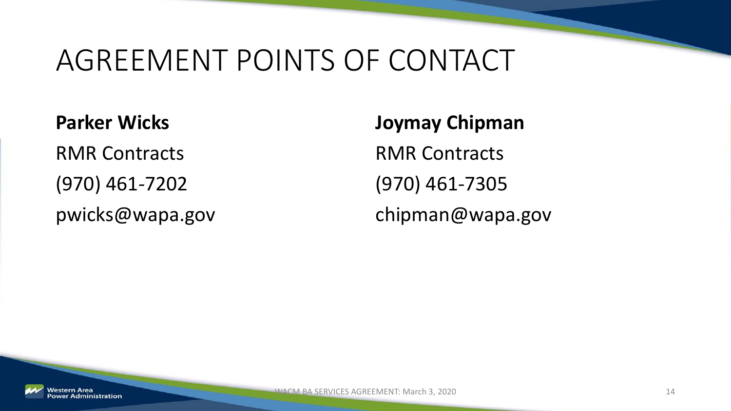# AGREEMENT POINTS OF CONTACT

**Parker Wicks**
RMR Contracts
(970) 461-7202
pwicks@wapa.gov

**Joymay Chipman**
RMR Contracts
(970) 461-7305
chipman@wapa.gov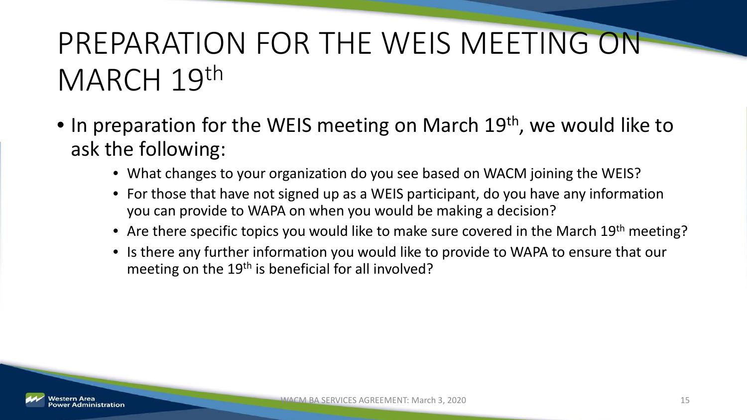# PREPARATION FOR THE WEIS MEETING ON MARCH 19th

- In preparation for the WEIS meeting on March 19th, we would like to ask the following:
  - What changes to your organization do you see based on WACM joining the WEIS?
  - For those that have not signed up as a WEIS participant, do you have any information you can provide to WAPA on when you would be making a decision?
  - Are there specific topics you would like to make sure covered in the March 19th meeting?
  - Is there any further information you would like to provide to WAPA to ensure that our meeting on the 19th is beneficial for all involved?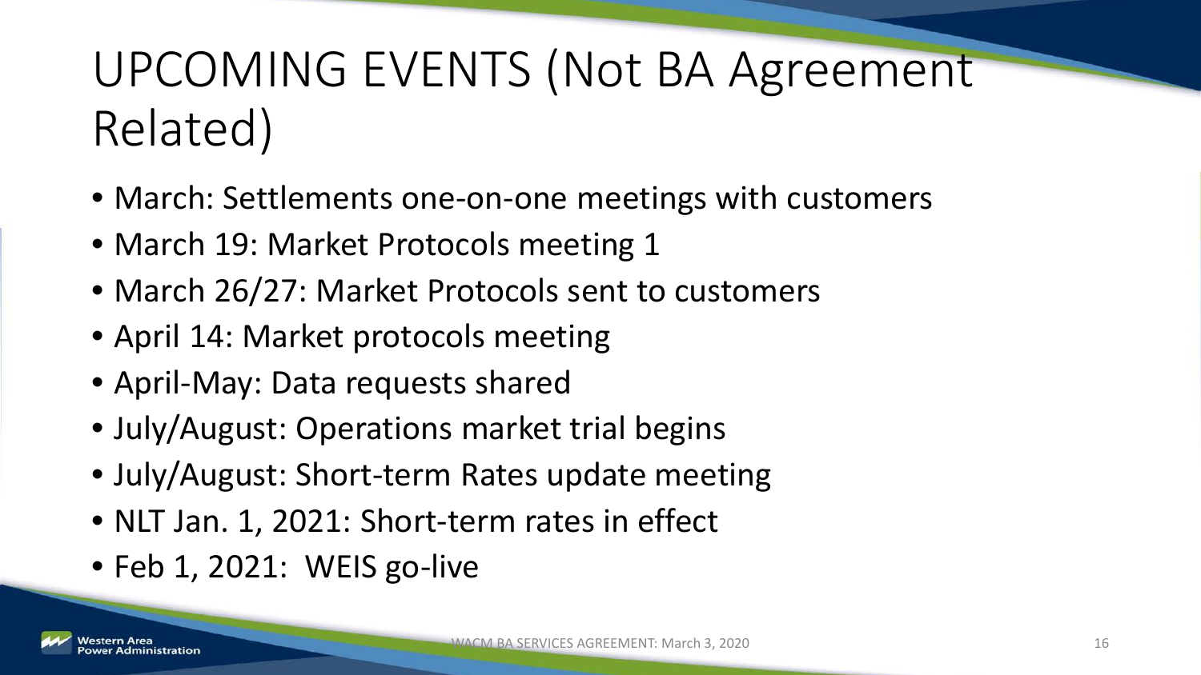# UPCOMING EVENTS (Not BA Agreement Related)

- March: Settlements one-on-one meetings with customers
- March 19: Market Protocols meeting 1
- March 26/27: Market Protocols sent to customers
- April 14: Market protocols meeting
- April-May: Data requests shared
- July/August: Operations market trial begins
- July/August: Short-term Rates update meeting
- NLT Jan. 1, 2021: Short-term rates in effect
- Feb 1, 2021: WEIS go-live